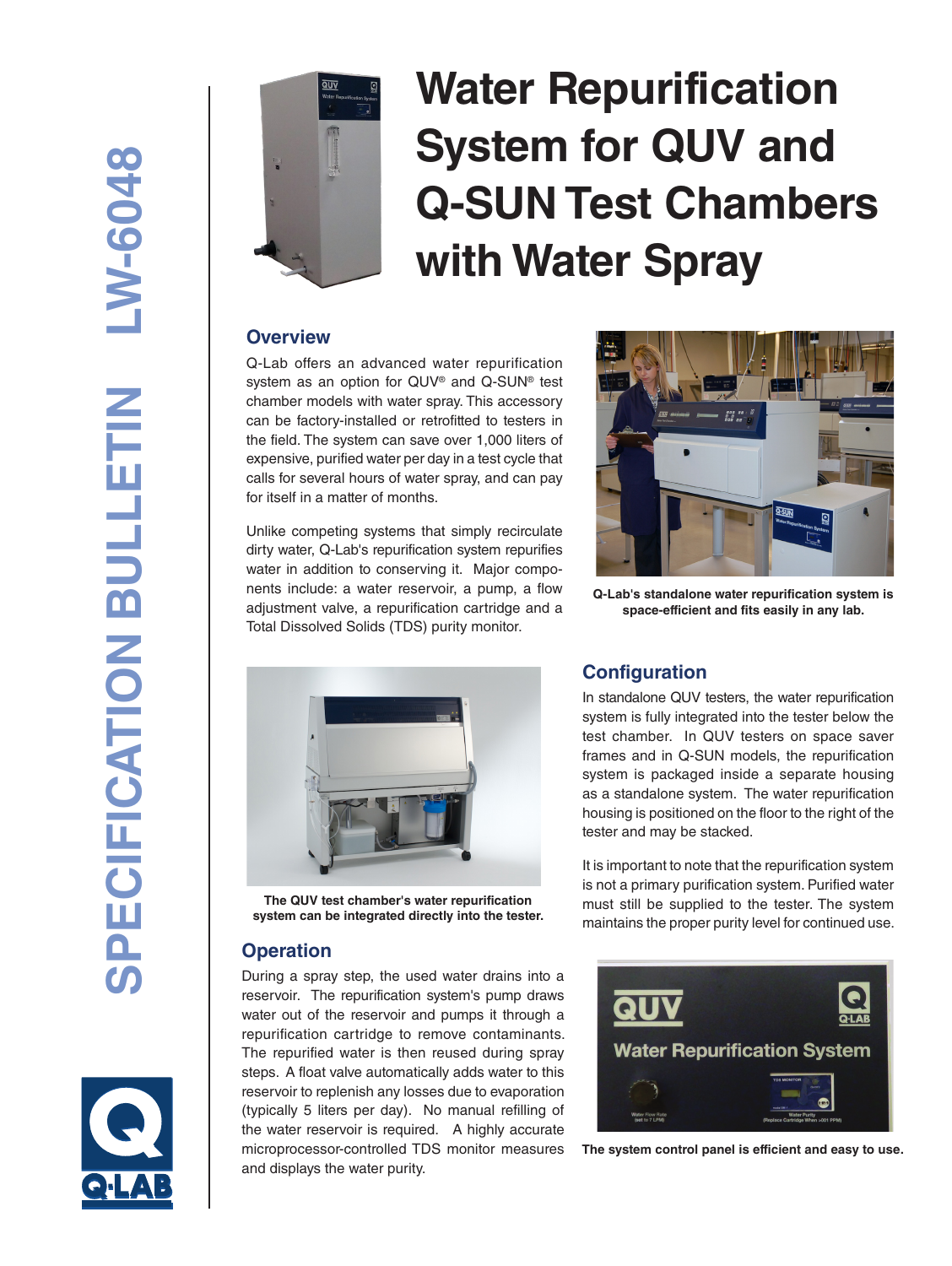# Water Repurification System for QUV and Q-SUN Test Chambers with Water Spray

## Overview

Q-Lab offers an advanced water repurification system as an option for QUV® and Q-SUN® test chamber models with water spray. This accessory can be factory-installed or retrofitted to testers in the field. The system can save over 1,000 liters of expensive, purified water per day in a test cycle that calls for several hours of water spray, and can pay for itself in a matter of months.

Unlike competing systems that simply recirculate dirty water, Q-Lab's repurification system repurifies water in addition to conserving it. Major components include: a water reservoir, a pump, a flow adjustment valve, a repurification cartridge and a Total Dissolved Solids (TDS) purity monitor.

**Q-Lab's standalone water repurification system is space-efficient and fits easily in any lab.**

**The QUV test chamber's water repurification system can be integrated directly into the tester.**

## Operation

During a spray step, the used water drains into a reservoir. The repurification system's pump draws water out of the reservoir and pumps it through a repurification cartridge to remove contaminants. The repurified water is then reused during spray steps. A float valve automatically adds water to this reservoir to replenish any losses due to evaporation (typically 5 liters per day). No manual refilling of the reservoir is required. A highly accurate microprocessor-controlled TDS monitor measures and displays the water purity.

## Configuration

In standalone QUV testers, the water repurification system is fully integrated into the tester below the test chamber. In QUV testers on space saver frames and in Q-SUN models, the repurification system is packaged inside a separate housing as a standalone system. The water repurification housing is positioned on the floor to the right of the tester and may be stacked.

It is important to note that the repurification system is not a primary purification system. Purified water must still be supplied to the tester. The system maintains the proper purity level for continued use.

**The system control panel is efficient and easy to use.**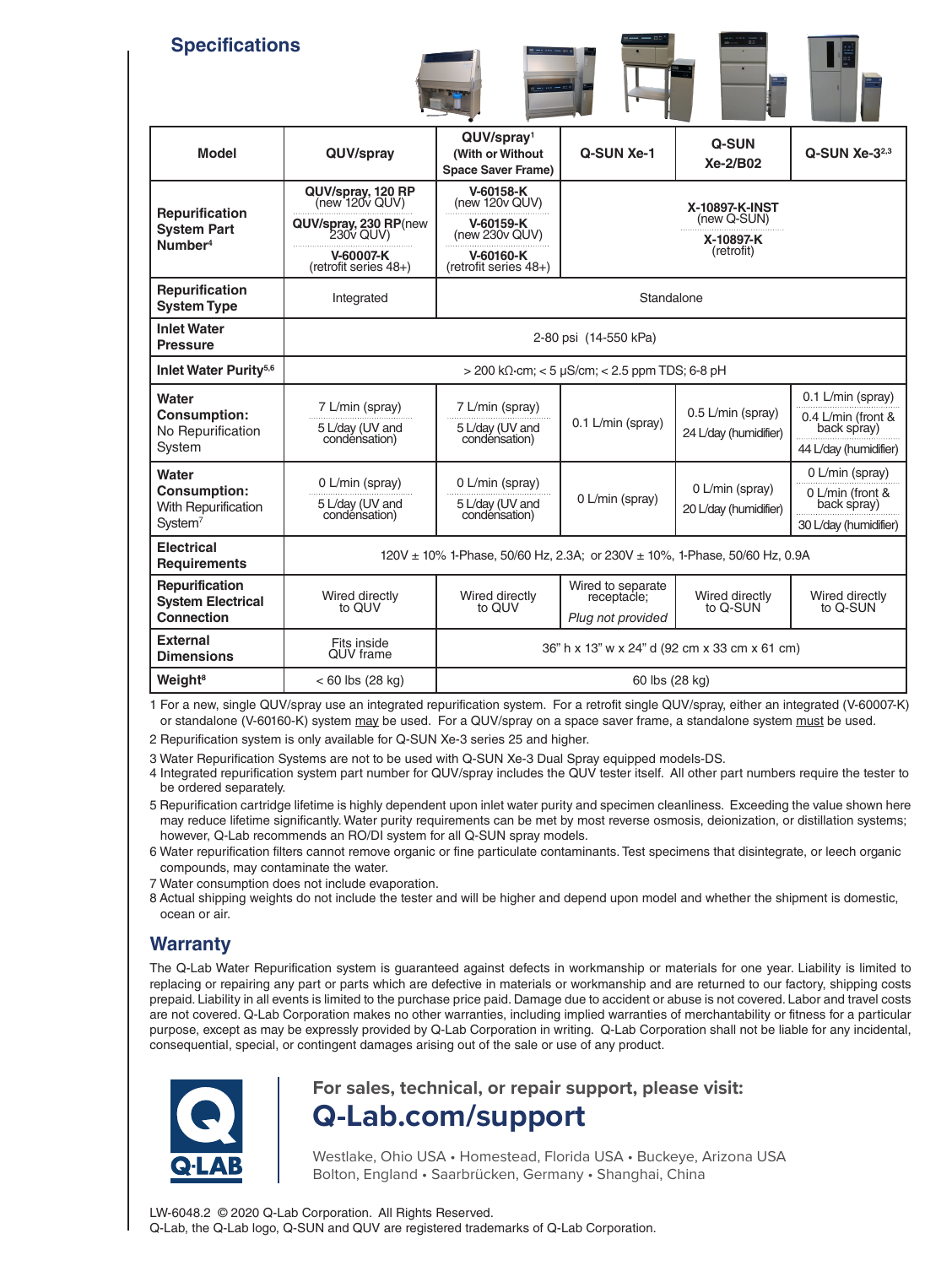## Specifications

| Model | QUV/spray | QUV/spray[1] (With or Without Space Saver Frame) | Q-SUN Xe-1 | Q-SUN Xe-2/B02 | Q-SUN Xe-3[2,3] |
|---|---|---|---|---|---|
| **Repurification System Part Number**[4] | **QUV/spray, 120 RP** (new 120v QUV) **QUV/spray, 230 RP**(new 230v QUV) **V-60007-K** (retrofit series 48+) | **V-60158-K** (new 120v QUV) **V-60159-K** (new 230v QUV) **V-60160-K** (retrofit series 48+) | **X-10897-K-INST** (new Q-SUN) **X-10897-K** (retrofit) | | |
| **Repurification System Type** | Integrated | Standalone | | | |
| **Inlet Water Pressure** | 2-80 psi (14-550 kPa) | | | | |
| **Inlet Water Purity**[5,6] | > 200 kΩ·cm; < 5 μS/cm; < 2.5 ppm TDS; 6-8 pH | | | | |
| **Water Consumption:** No Repurification System | 7 L/min (spray) 5 L/day (UV and condensation) | 7 L/min (spray) 5 L/day (UV and condensation) | 0.1 L/min (spray) | 0.5 L/min (spray) 24 L/day (humidifier) | 0.1 L/min (spray) 0.4 L/min (front & back spray) 44 L/day (humidifier) |
| **Water Consumption:** With Repurification System[7] | 0 L/min (spray) 5 L/day (UV and condensation) | 0 L/min (spray) 5 L/day (UV and condensation) | 0 L/min (spray) | 0 L/min (spray) 20 L/day (humidifier) | 0 L/min (spray) 0 L/min (front & back spray) 30 L/day (humidifier) |
| **Electrical Requirements** | 120V ± 10% 1-Phase, 50/60 Hz, 2.3A; or 230V ± 10%, 1-Phase, 50/60 Hz, 0.9A | | | | |
| **Repurification System Electrical Connection** | Wired directly to QUV | Wired directly to QUV | Wired to separate receptacle; *Plug not provided* | Wired directly to Q-SUN | Wired directly to Q-SUN |
| **External Dimensions** | Fits inside QUV frame | 36" h x 13" w x 24" d (92 cm x 33 cm x 61 cm) | | | |
| **Weight**[8] | < 60 lbs (28 kg) | 60 lbs (28 kg) | | | |

1 For a new, single QUV/spray use an integrated repurification system. For a retrofit single QUV/spray, either an integrated (V-60007-K) or standalone (V-60160-K) system may be used. For a QUV/spray on a space saver frame, a standalone system must be used.

2 Repurification system is only available for Q-SUN Xe-3 series 25 and higher.

3 Water Repurification Systems are not to be used with Q-SUN Xe-3 Dual Spray equipped models-DS.

4 Integrated repurification system part number for QUV/spray includes the QUV tester itself. All other part numbers require the tester to be ordered separately.

5 Repurification cartridge lifetime is highly dependent upon inlet water purity and specimen cleanliness. Exceeding the value shown here may reduce lifetime significantly. Water purity requirements can be met by most reverse osmosis, deionization, or distillation systems; however, Q-Lab recommends an RO/DI system for all Q-SUN spray models.

6 Water repurification filters cannot remove organic or fine particulate contaminants. Test specimens that disintegrate, or leech organic compounds, may contaminate the water.

7 Water consumption does not include evaporation.

8 Actual shipping weights do not include the tester and will be higher and depend upon model and whether the shipment is domestic, ocean or air.

## Warranty

The Q-Lab Water Repurification system is guaranteed against defects in workmanship or materials for one year. Liability is limited to replacing or repairing any part or parts which are defective in materials or workmanship and are returned to our factory, shipping costs prepaid. Liability in all events is limited to the purchase price paid. Damage due to accident or abuse is not covered. Labor and travel costs are not covered. Q-Lab Corporation makes no other warranties, including implied warranties of merchantability or fitness for a particular purpose, except as may be expressly provided by Q-Lab Corporation in writing. Q-Lab Corporation shall not be liable for any incidental, consequential, special, or contingent damages arising out of the sale or use of any product.

Q-LAB

**For sales, technical, or repair support, please visit:**

**Q-Lab.com/support**

Westlake, Ohio USA • Homestead, Florida USA • Buckeye, Arizona USA
Bolton, England • Saarbrücken, Germany • Shanghai, China

LW-6048.2 © 2020 Q-Lab Corporation. All Rights Reserved.
Q-Lab, the Q-Lab logo, Q-SUN and QUV are registered trademarks of Q-Lab Corporation.